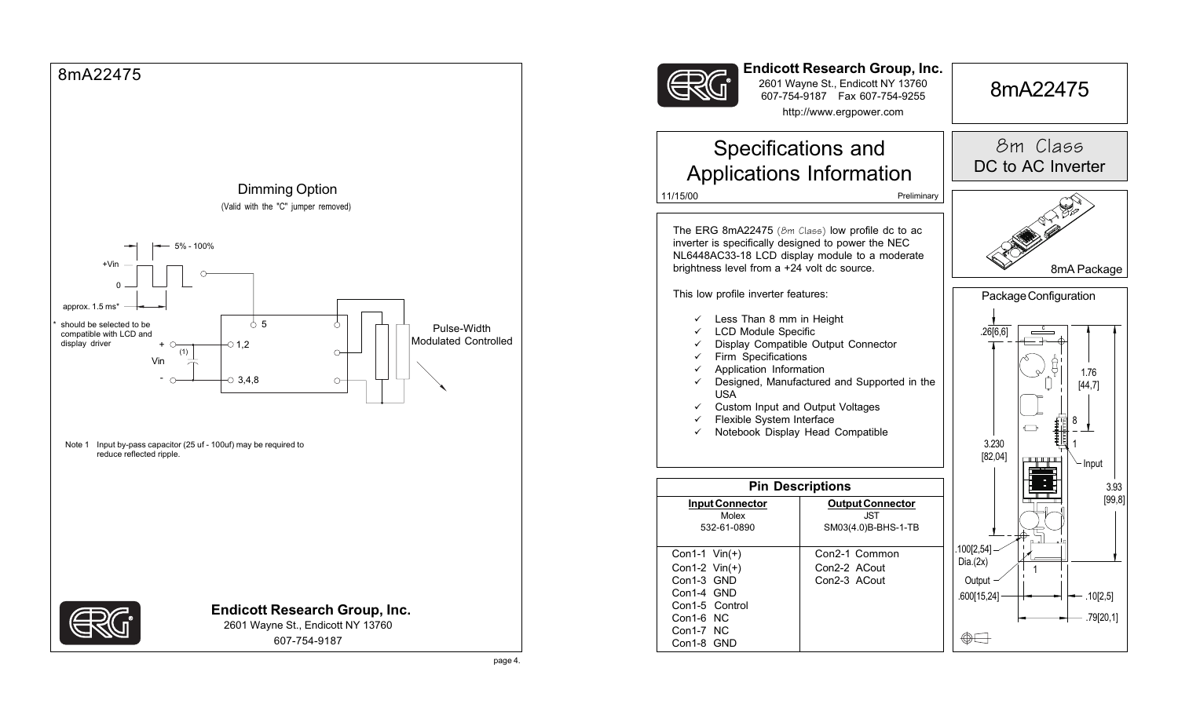# 8mA22475

## Dimming Option

(Valid with the "C" jumper removed)

5% - 100%

+Vin

0

approx. 1.5 ms*

\* should be selected to be compatible with LCD and display driver

\+ Vin -

(1)

5

1,2

3,4,8

Pulse-Width Modulated Controlled

Note 1 Input by-pass capacitor (25 uf - 100uf) may be required to reduce reflected ripple.

**Endicott Research Group, Inc.**
2601 Wayne St., Endicott NY 13760
607-754-9187

---

**Endicott Research Group, Inc.**
2601 Wayne St., Endicott NY 13760
607-754-9187 Fax 607-754-9255
http://www.ergpower.com

# 8mA22475

## Specifications and Applications Information

11/15/00 Preliminary

## 8m Class
## DC to AC Inverter

8mA Package

The ERG 8mA22475 (8m Class) low profile dc to ac inverter is specifically designed to power the NEC NL6448AC33-18 LCD display module to a moderate brightness level from a +24 volt dc source.

This low profile inverter features:

- ✓ Less Than 8 mm in Height
- ✓ LCD Module Specific
- ✓ Display Compatible Output Connector
- ✓ Firm Specifications
- ✓ Application Information
- ✓ Designed, Manufactured and Supported in the USA
- ✓ Custom Input and Output Voltages
- ✓ Flexible System Interface
- ✓ Notebook Display Head Compatible

### Pin Descriptions

| **Input Connector** Molex 532-61-0890 | **Output Connector** JST SM03(4.0)B-BHS-1-TB |
|---|---|
| Con1-1 Vin(+) | Con2-1 Common |
| Con1-2 Vin(+) | Con2-2 ACout |
| Con1-3 GND | Con2-3 ACout |
| Con1-4 GND | |
| Con1-5 Control | |
| Con1-6 NC | |
| Con1-7 NC | |
| Con1-8 GND | |

### Package Configuration

.26[6,6]

1.76 [44,7]

8

1

Input

3.230 [82,04]

3.93 [99,8]

.100[2,54] Dia.(2x)

1

Output

.600[15,24]

.10[2,5]

.79[20,1]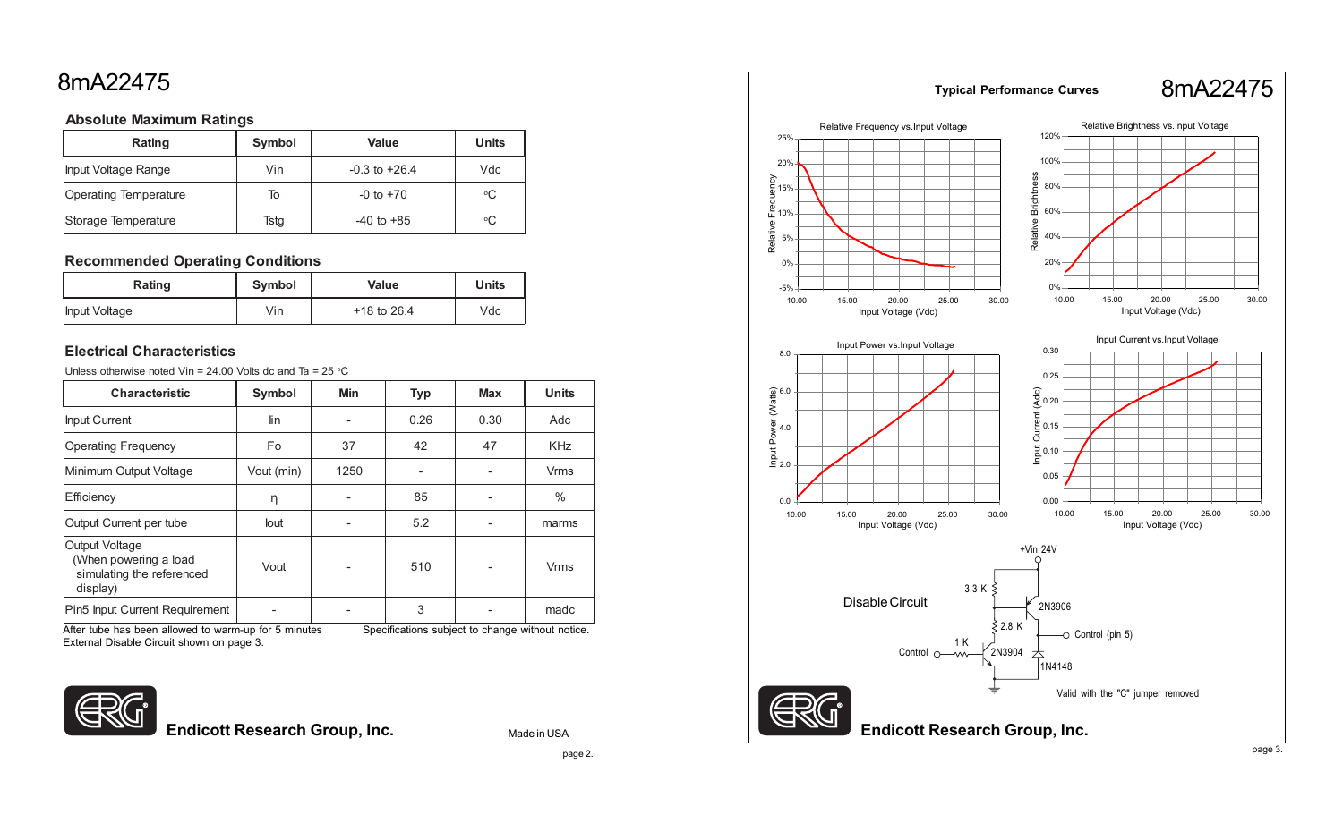# 8mA22475

## Absolute Maximum Ratings

| Rating | Symbol | Value | Units |
|---|---|---|---|
| Input Voltage Range | Vin | -0.3 to +26.4 | Vdc |
| Operating Temperature | To | -0 to +70 | °C |
| Storage Temperature | Tstg | -40 to +85 | °C |

## Recommended Operating Conditions

| Rating | Symbol | Value | Units |
|---|---|---|---|
| Input Voltage | Vin | +18 to 26.4 | Vdc |

## Electrical Characteristics

Unless otherwise noted Vin = 24.00 Volts dc and Ta = 25 °C

| Characteristic | Symbol | Min | Typ | Max | Units |
|---|---|---|---|---|---|
| Input Current | Iin | - | 0.26 | 0.30 | Adc |
| Operating Frequency | Fo | 37 | 42 | 47 | KHz |
| Minimum Output Voltage | Vout (min) | 1250 | - | - | Vrms |
| Efficiency | η | - | 85 | - | % |
| Output Current per tube | Iout | - | 5.2 | - | marms |
| Output Voltage (When powering a load simulating the referenced display) | Vout | - | 510 | - | Vrms |
| Pin5 Input Current Requirement | - | - | 3 | - | madc |

After tube has been allowed to warm-up for 5 minutes
External Disable Circuit shown on page 3.

Specifications subject to change without notice.

**Endicott Research Group, Inc.**

Made in USA

## Typical Performance Curves

8mA22475

Relative Frequency vs.Input Voltage
Relative Frequency
25%
20%
15%
10%
5%
0%
-5%
10.00 15.00 20.00 25.00 30.00
Input Voltage (Vdc)

Relative Brightness vs.Input Voltage
Relative Brightness
120%
100%
80%
60%
40%
20%
0%
10.00 15.00 20.00 25.00 30.00
Input Voltage (Vdc)

Input Power vs.Input Voltage
Input Power (Watts)
8.0
6.0
4.0
2.0
0.0
10.00 15.00 20.00 25.00 30.00
Input Voltage (Vdc)

Input Current vs.Input Voltage
Input Current (Adc)
0.30
0.25
0.20
0.15
0.10
0.05
0.00
10.00 15.00 20.00 25.00 30.00
Input Voltage (Vdc)

Disable Circuit

+Vin 24V
3.3 K
2N3906
2.8 K
Control (pin 5)
1 K
Control
2N3904
1N4148

Valid with the "C" jumper removed

**Endicott Research Group, Inc.**